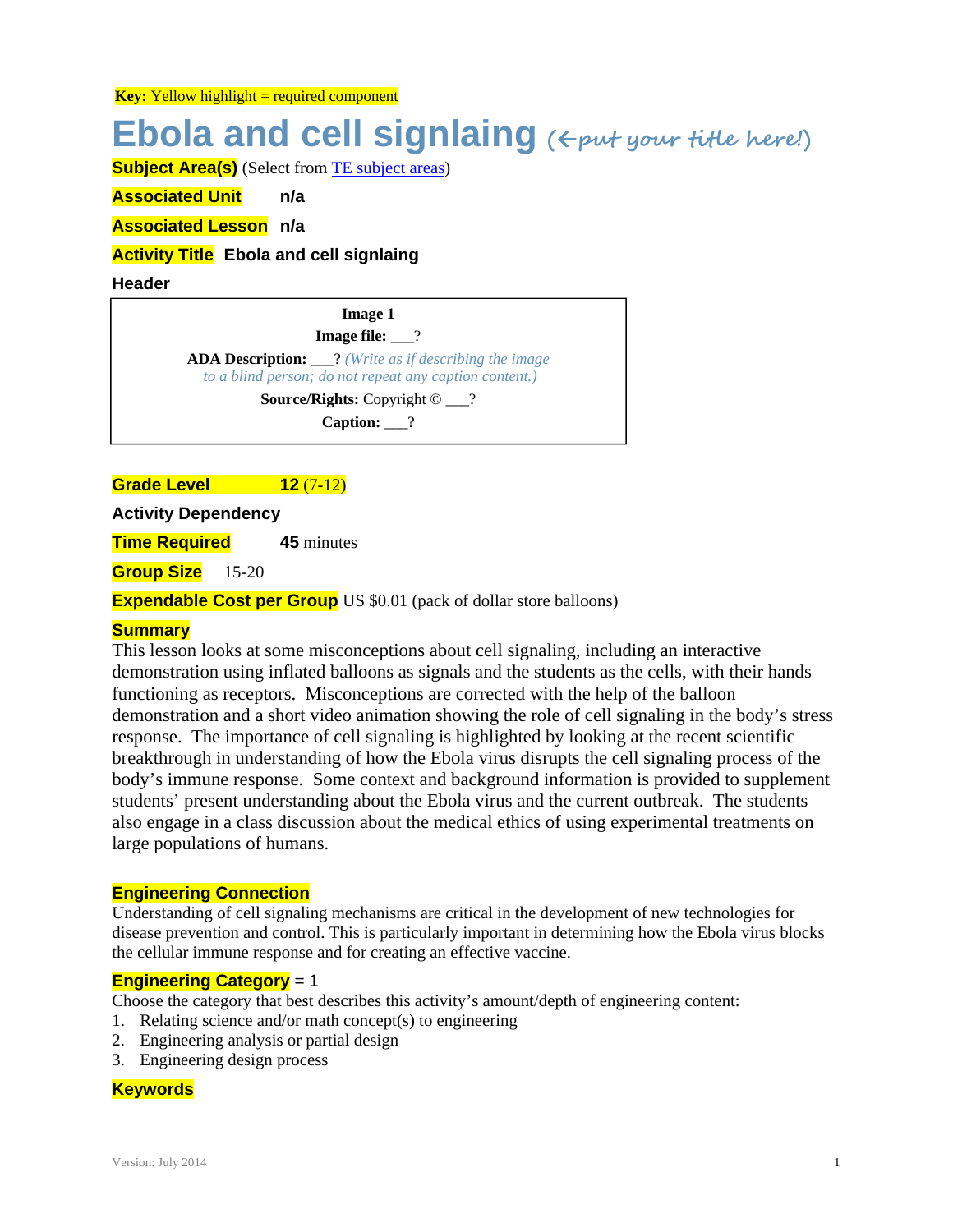**Key:** Yellow highlight = required component

# Ebola and cell signlaing (←put your title here!)

**Subject Area(s)** (Select from TE subject areas)

**Associated Unit** n/a

**Associated Lesson** n/a

**Activity Title** Ebola and cell signlaing

**Header**

| **Image 1** |
|---|
| **Image file:** ___? |
| **ADA Description:** ___? *(Write as if describing the image to a blind person; do not repeat any caption content.)* |
| **Source/Rights:** Copyright © ___? |
| **Caption:** ___? |

**Grade Level** **12** (7-12)

**Activity Dependency**

**Time Required** **45** minutes

**Group Size** 15-20

**Expendable Cost per Group** US $0.01 (pack of dollar store balloons)

**Summary**

This lesson looks at some misconceptions about cell signaling, including an interactive demonstration using inflated balloons as signals and the students as the cells, with their hands functioning as receptors. Misconceptions are corrected with the help of the balloon demonstration and a short video animation showing the role of cell signaling in the body's stress response. The importance of cell signaling is highlighted by looking at the recent scientific breakthrough in understanding of how the Ebola virus disrupts the cell signaling process of the body's immune response. Some context and background information is provided to supplement students' present understanding about the Ebola virus and the current outbreak. The students also engage in a class discussion about the medical ethics of using experimental treatments on large populations of humans.

**Engineering Connection**

Understanding of cell signaling mechanisms are critical in the development of new technologies for disease prevention and control. This is particularly important in determining how the Ebola virus blocks the cellular immune response and for creating an effective vaccine.

**Engineering Category** = 1

Choose the category that best describes this activity's amount/depth of engineering content:

1. Relating science and/or math concept(s) to engineering
2. Engineering analysis or partial design
3. Engineering design process

**Keywords**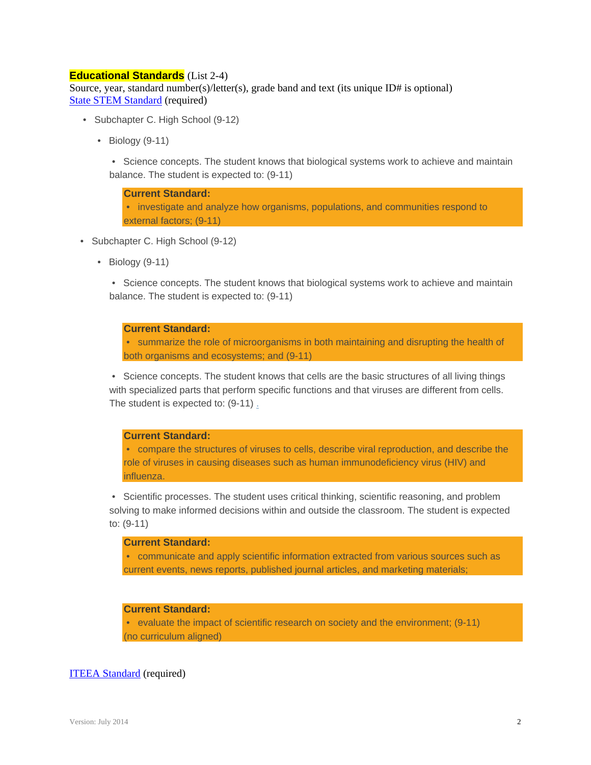**Educational Standards** (List 2-4)
Source, year, standard number(s)/letter(s), grade band and text (its unique ID# is optional)
State STEM Standard (required)

- Subchapter C. High School (9-12)
  - Biology (9-11)
    - Science concepts. The student knows that biological systems work to achieve and maintain balance. The student is expected to: (9-11)

      **Current Standard:**
      - investigate and analyze how organisms, populations, and communities respond to external factors; (9-11)

- Subchapter C. High School (9-12)
  - Biology (9-11)
    - Science concepts. The student knows that biological systems work to achieve and maintain balance. The student is expected to: (9-11)

      **Current Standard:**
      - summarize the role of microorganisms in both maintaining and disrupting the health of both organisms and ecosystems; and (9-11)

    - Science concepts. The student knows that cells are the basic structures of all living things with specialized parts that perform specific functions and that viruses are different from cells. The student is expected to: (9-11) .

      **Current Standard:**
      - compare the structures of viruses to cells, describe viral reproduction, and describe the role of viruses in causing diseases such as human immunodeficiency virus (HIV) and influenza.

    - Scientific processes. The student uses critical thinking, scientific reasoning, and problem solving to make informed decisions within and outside the classroom. The student is expected to: (9-11)

      **Current Standard:**
      - communicate and apply scientific information extracted from various sources such as current events, news reports, published journal articles, and marketing materials;

      **Current Standard:**
      - evaluate the impact of scientific research on society and the environment; (9-11) (no curriculum aligned)

ITEEA Standard (required)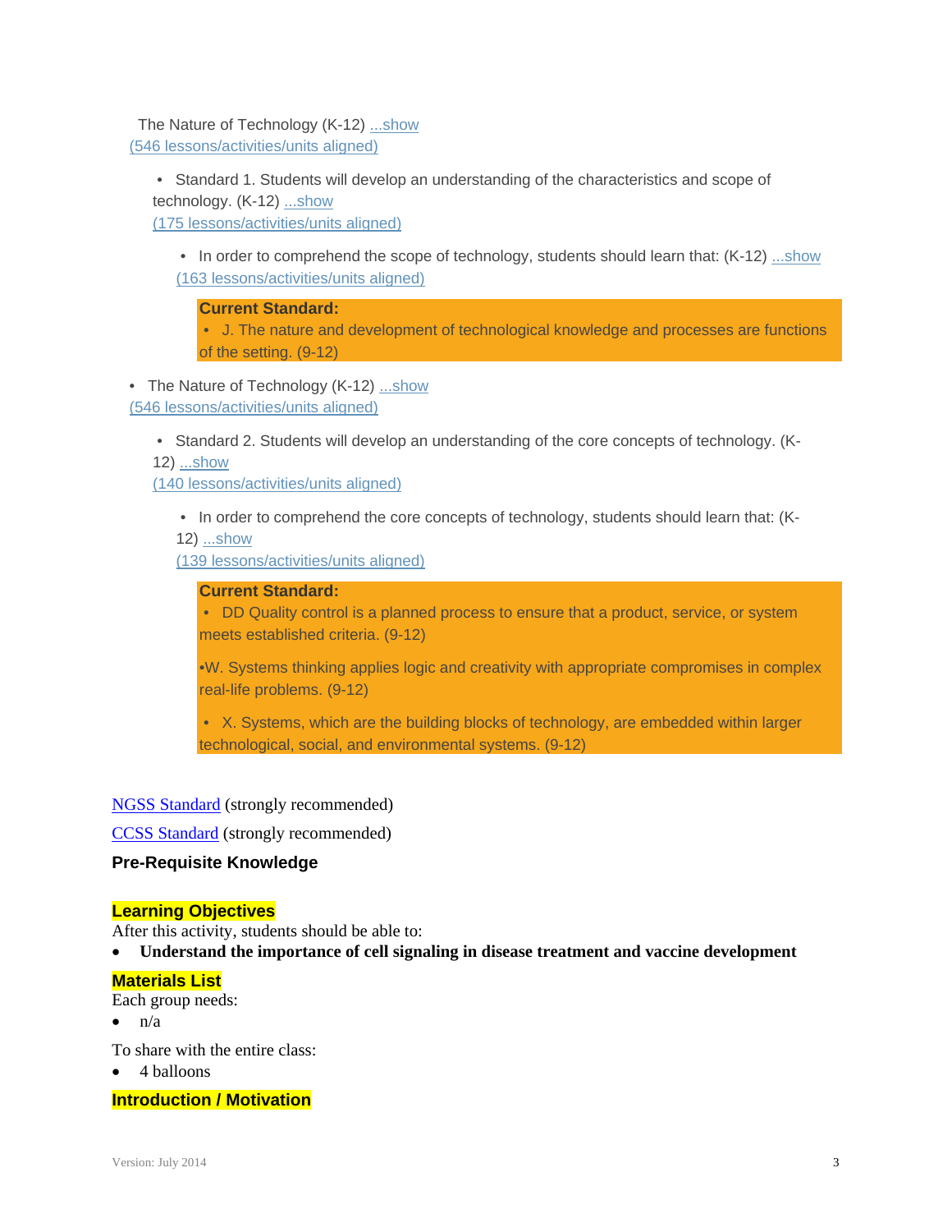The Nature of Technology (K-12) ...show
(546 lessons/activities/units aligned)

- Standard 1. Students will develop an understanding of the characteristics and scope of technology. (K-12) ...show
  (175 lessons/activities/units aligned)

  - In order to comprehend the scope of technology, students should learn that: (K-12) ...show
    (163 lessons/activities/units aligned)

    **Current Standard:**
    - J. The nature and development of technological knowledge and processes are functions of the setting. (9-12)

- The Nature of Technology (K-12) ...show
  (546 lessons/activities/units aligned)

  - Standard 2. Students will develop an understanding of the core concepts of technology. (K-12) ...show
    (140 lessons/activities/units aligned)

    - In order to comprehend the core concepts of technology, students should learn that: (K-12) ...show
      (139 lessons/activities/units aligned)

      **Current Standard:**
      - DD Quality control is a planned process to ensure that a product, service, or system meets established criteria. (9-12)

      •W. Systems thinking applies logic and creativity with appropriate compromises in complex real-life problems. (9-12)

      - X. Systems, which are the building blocks of technology, are embedded within larger technological, social, and environmental systems. (9-12)

NGSS Standard (strongly recommended)

CCSS Standard (strongly recommended)

**Pre-Requisite Knowledge**

**Learning Objectives**

After this activity, students should be able to:

- **Understand the importance of cell signaling in disease treatment and vaccine development**

**Materials List**

Each group needs:

- n/a

To share with the entire class:

- 4 balloons

**Introduction / Motivation**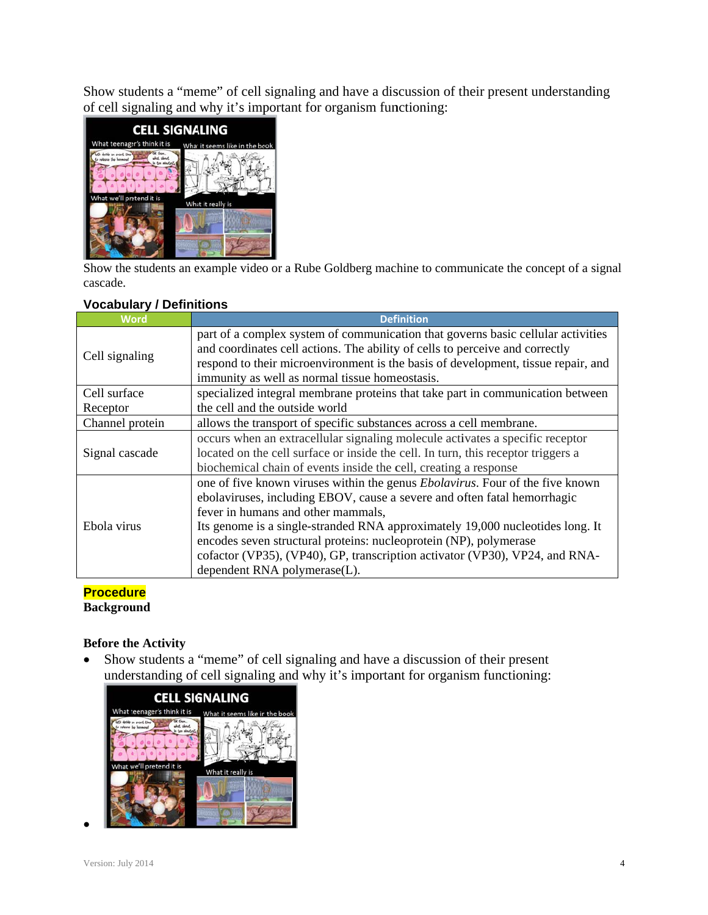Show students a "meme" of cell signaling and have a discussion of their present understanding of cell signaling and why it's important for organism functioning:

Show the students an example video or a Rube Goldberg machine to communicate the concept of a signal cascade.

### Vocabulary / Definitions

| Word | Definition |
|---|---|
| Cell signaling | part of a complex system of communication that governs basic cellular activities and coordinates cell actions. The ability of cells to perceive and correctly respond to their microenvironment is the basis of development, tissue repair, and immunity as well as normal tissue homeostasis. |
| Cell surface Receptor | specialized integral membrane proteins that take part in communication between the cell and the outside world |
| Channel protein | allows the transport of specific substances across a cell membrane. |
| Signal cascade | occurs when an extracellular signaling molecule activates a specific receptor located on the cell surface or inside the cell. In turn, this receptor triggers a biochemical chain of events inside the cell, creating a response |
| Ebola virus | one of five known viruses within the genus *Ebolavirus*. Four of the five known ebolaviruses, including EBOV, cause a severe and often fatal hemorrhagic fever in humans and other mammals, Its genome is a single-stranded RNA approximately 19,000 nucleotides long. It encodes seven structural proteins: nucleoprotein (NP), polymerase cofactor (VP35), (VP40), GP, transcription activator (VP30), VP24, and RNA-dependent RNA polymerase(L). |

### Procedure

**Background**

**Before the Activity**

- Show students a "meme" of cell signaling and have a discussion of their present understanding of cell signaling and why it's important for organism functioning:
-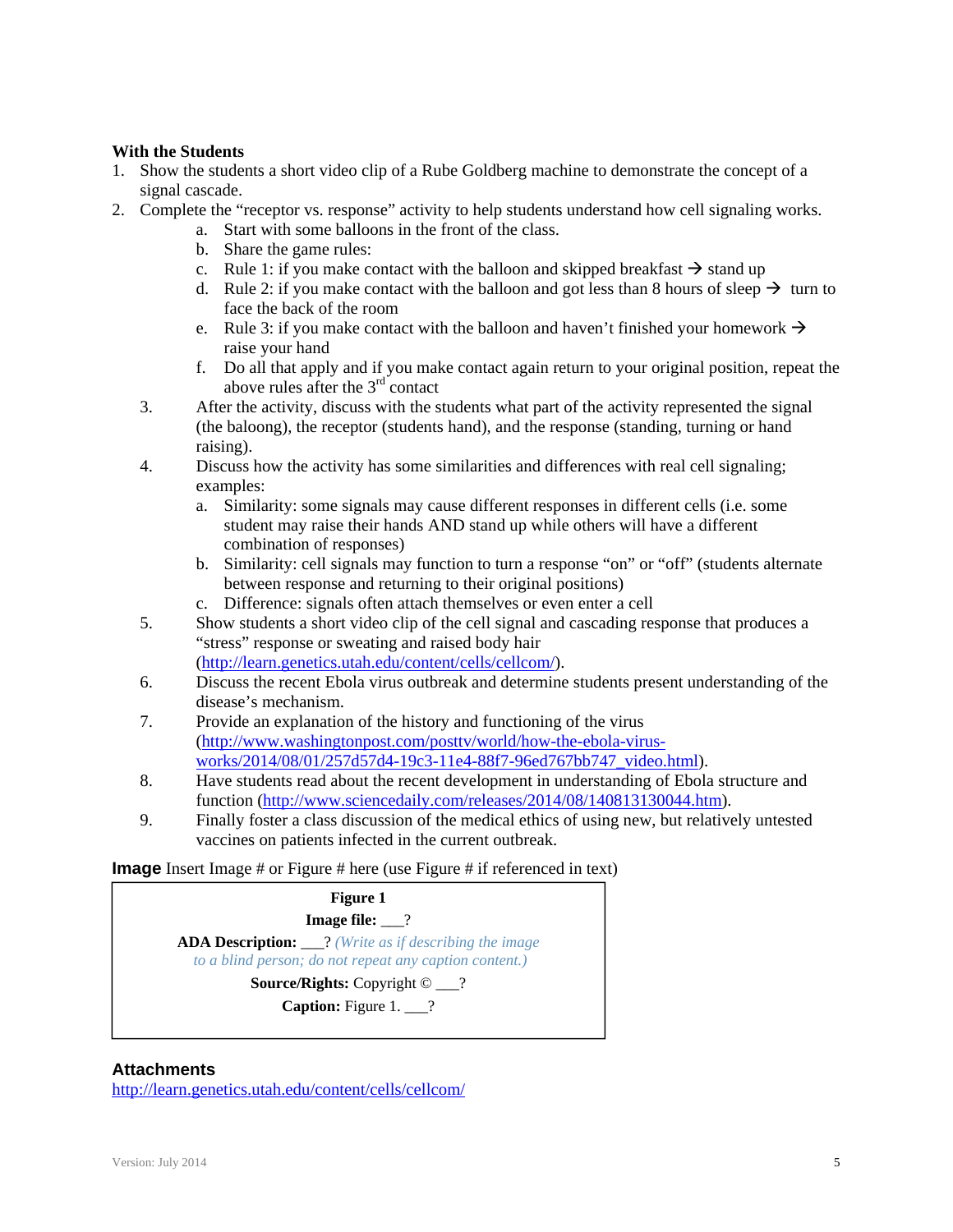**With the Students**

1. Show the students a short video clip of a Rube Goldberg machine to demonstrate the concept of a signal cascade.
2. Complete the "receptor vs. response" activity to help students understand how cell signaling works.
    a. Start with some balloons in the front of the class.
    b. Share the game rules:
    c. Rule 1: if you make contact with the balloon and skipped breakfast → stand up
    d. Rule 2: if you make contact with the balloon and got less than 8 hours of sleep → turn to face the back of the room
    e. Rule 3: if you make contact with the balloon and haven't finished your homework → raise your hand
    f. Do all that apply and if you make contact again return to your original position, repeat the above rules after the 3rd contact
3. After the activity, discuss with the students what part of the activity represented the signal (the baloong), the receptor (students hand), and the response (standing, turning or hand raising).
4. Discuss how the activity has some similarities and differences with real cell signaling; examples:
    a. Similarity: some signals may cause different responses in different cells (i.e. some student may raise their hands AND stand up while others will have a different combination of responses)
    b. Similarity: cell signals may function to turn a response "on" or "off" (students alternate between response and returning to their original positions)
    c. Difference: signals often attach themselves or even enter a cell
5. Show students a short video clip of the cell signal and cascading response that produces a "stress" response or sweating and raised body hair (http://learn.genetics.utah.edu/content/cells/cellcom/).
6. Discuss the recent Ebola virus outbreak and determine students present understanding of the disease's mechanism.
7. Provide an explanation of the history and functioning of the virus (http://www.washingtonpost.com/posttv/world/how-the-ebola-virus-works/2014/08/01/257d57d4-19c3-11e4-88f7-96ed767bb747_video.html).
8. Have students read about the recent development in understanding of Ebola structure and function (http://www.sciencedaily.com/releases/2014/08/140813130044.htm).
9. Finally foster a class discussion of the medical ethics of using new, but relatively untested vaccines on patients infected in the current outbreak.

**Image** Insert Image # or Figure # here (use Figure # if referenced in text)

| **Figure 1** |
|---|
| **Image file:** ___? |
| **ADA Description:** ___? *(Write as if describing the image to a blind person; do not repeat any caption content.)* |
| **Source/Rights:** Copyright © ___? |
| **Caption:** Figure 1. ___? |

## Attachments

http://learn.genetics.utah.edu/content/cells/cellcom/

Version: July 2014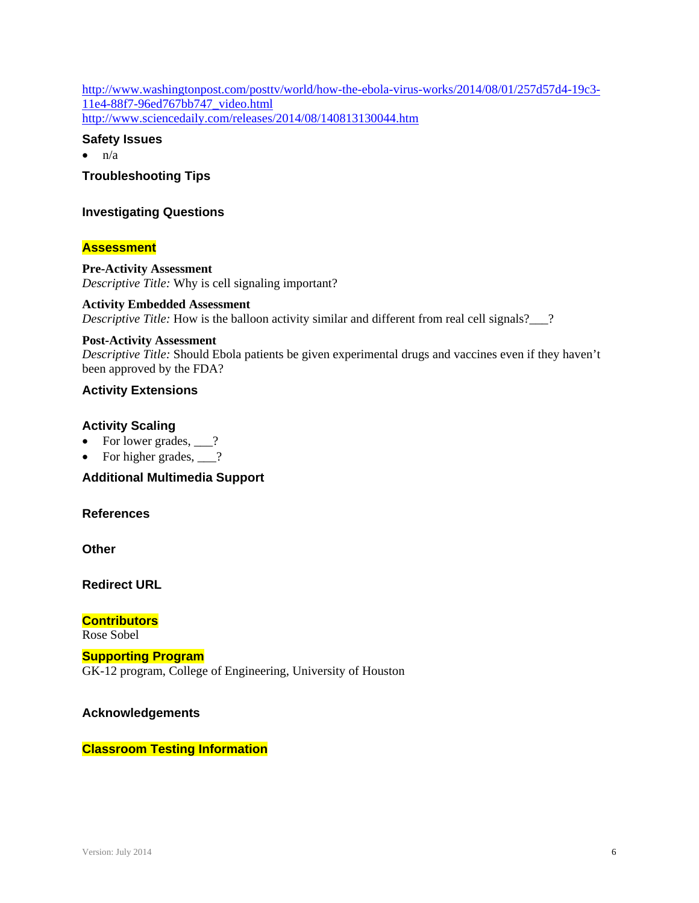http://www.washingtonpost.com/posttv/world/how-the-ebola-virus-works/2014/08/01/257d57d4-19c3-11e4-88f7-96ed767bb747_video.html
http://www.sciencedaily.com/releases/2014/08/140813130044.htm

## Safety Issues

- n/a

## Troubleshooting Tips

## Investigating Questions

## Assessment

**Pre-Activity Assessment**
*Descriptive Title:* Why is cell signaling important?

**Activity Embedded Assessment**
*Descriptive Title:* How is the balloon activity similar and different from real cell signals?___?

**Post-Activity Assessment**
*Descriptive Title:* Should Ebola patients be given experimental drugs and vaccines even if they haven't been approved by the FDA?

## Activity Extensions

## Activity Scaling

- For lower grades, ___?
- For higher grades, ___?

## Additional Multimedia Support

## References

## Other

## Redirect URL

## Contributors

Rose Sobel

## Supporting Program

GK-12 program, College of Engineering, University of Houston

## Acknowledgements

## Classroom Testing Information

Version: July 2014